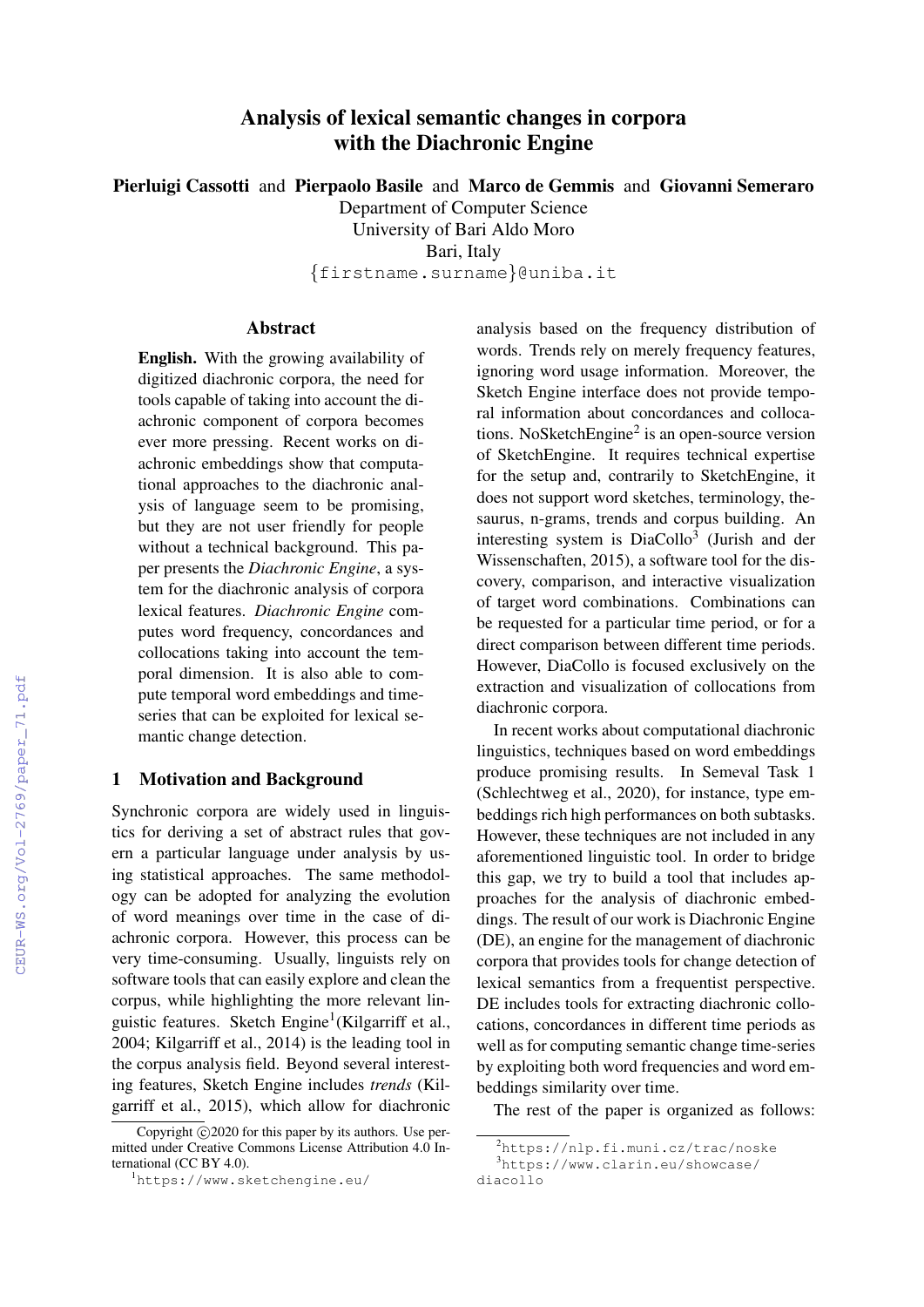# Analysis of lexical semantic changes in corpora with the Diachronic Engine

**Pierluigi Cassotti** and **Pierpaolo Basile** and **Marco de Gemmis** and **Giovanni Semeraro**
Department of Computer Science
University of Bari Aldo Moro
Bari, Italy
{firstname.surname}@uniba.it

## Abstract

**English.** With the growing availability of digitized diachronic corpora, the need for tools capable of taking into account the diachronic component of corpora becomes ever more pressing. Recent works on diachronic embeddings show that computational approaches to the diachronic analysis of language seem to be promising, but they are not user friendly for people without a technical background. This paper presents the *Diachronic Engine*, a system for the diachronic analysis of corpora lexical features. *Diachronic Engine* computes word frequency, concordances and collocations taking into account the temporal dimension. It is also able to compute temporal word embeddings and time-series that can be exploited for lexical semantic change detection.

## 1 Motivation and Background

Synchronic corpora are widely used in linguistics for deriving a set of abstract rules that govern a particular language under analysis by using statistical approaches. The same methodology can be adopted for analyzing the evolution of word meanings over time in the case of diachronic corpora. However, this process can be very time-consuming. Usually, linguists rely on software tools that can easily explore and clean the corpus, while highlighting the more relevant linguistic features. Sketch Engine[1](Kilgarriff et al., 2004; Kilgarriff et al., 2014) is the leading tool in the corpus analysis field. Beyond several interesting features, Sketch Engine includes *trends* (Kilgarriff et al., 2015), which allow for diachronic analysis based on the frequency distribution of words. Trends rely on merely frequency features, ignoring word usage information. Moreover, the Sketch Engine interface does not provide temporal information about concordances and collocations. NoSketchEngine[2] is an open-source version of SketchEngine. It requires technical expertise for the setup and, contrarily to SketchEngine, it does not support word sketches, terminology, thesaurus, n-grams, trends and corpus building. An interesting system is DiaCollo[3] (Jurish and der Wissenschaften, 2015), a software tool for the discovery, comparison, and interactive visualization of target word combinations. Combinations can be requested for a particular time period, or for a direct comparison between different time periods. However, DiaCollo is focused exclusively on the extraction and visualization of collocations from diachronic corpora.

In recent works about computational diachronic linguistics, techniques based on word embeddings produce promising results. In Semeval Task 1 (Schlechtweg et al., 2020), for instance, type embeddings rich high performances on both subtasks. However, these techniques are not included in any aforementioned linguistic tool. In order to bridge this gap, we try to build a tool that includes approaches for the analysis of diachronic embeddings. The result of our work is Diachronic Engine (DE), an engine for the management of diachronic corpora that provides tools for change detection of lexical semantics from a frequentist perspective. DE includes tools for extracting diachronic collocations, concordances in different time periods as well as for computing semantic change time-series by exploiting both word frequencies and word embeddings similarity over time.

The rest of the paper is organized as follows:

Copyright ©2020 for this paper by its authors. Use permitted under Creative Commons License Attribution 4.0 International (CC BY 4.0).

[1] https://www.sketchengine.eu/

[2] https://nlp.fi.muni.cz/trac/noske

[3] https://www.clarin.eu/showcase/diacollo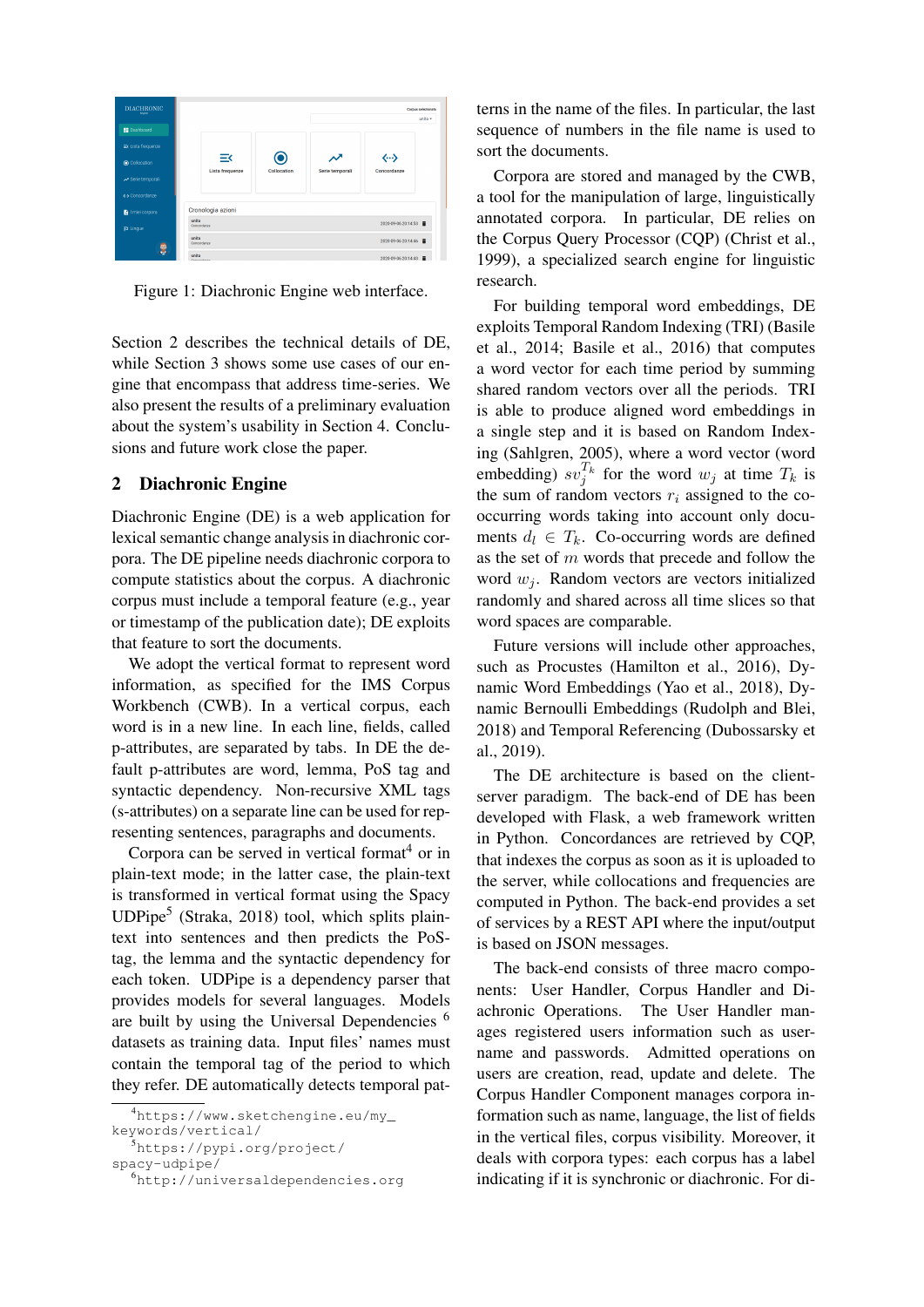Figure 1: Diachronic Engine web interface.

Section 2 describes the technical details of DE, while Section 3 shows some use cases of our engine that encompass that address time-series. We also present the results of a preliminary evaluation about the system's usability in Section 4. Conclusions and future work close the paper.

## 2 Diachronic Engine

Diachronic Engine (DE) is a web application for lexical semantic change analysis in diachronic corpora. The DE pipeline needs diachronic corpora to compute statistics about the corpus. A diachronic corpus must include a temporal feature (e.g., year or timestamp of the publication date); DE exploits that feature to sort the documents.

We adopt the vertical format to represent word information, as specified for the IMS Corpus Workbench (CWB). In a vertical corpus, each word is in a new line. In each line, fields, called p-attributes, are separated by tabs. In DE the default p-attributes are word, lemma, PoS tag and syntactic dependency. Non-recursive XML tags (s-attributes) on a separate line can be used for representing sentences, paragraphs and documents.

Corpora can be served in vertical format[4] or in plain-text mode; in the latter case, the plain-text is transformed in vertical format using the Spacy UDPipe[5] (Straka, 2018) tool, which splits plain-text into sentences and then predicts the PoS-tag, the lemma and the syntactic dependency for each token. UDPipe is a dependency parser that provides models for several languages. Models are built by using the Universal Dependencies [6] datasets as training data. Input files' names must contain the temporal tag of the period to which they refer. DE automatically detects temporal patterns in the name of the files. In particular, the last sequence of numbers in the file name is used to sort the documents.

Corpora are stored and managed by the CWB, a tool for the manipulation of large, linguistically annotated corpora. In particular, DE relies on the Corpus Query Processor (CQP) (Christ et al., 1999), a specialized search engine for linguistic research.

For building temporal word embeddings, DE exploits Temporal Random Indexing (TRI) (Basile et al., 2014; Basile et al., 2016) that computes a word vector for each time period by summing shared random vectors over all the periods. TRI is able to produce aligned word embeddings in a single step and it is based on Random Indexing (Sahlgren, 2005), where a word vector (word embedding) $sv_j^{T_k}$ for the word $w_j$ at time $T_k$ is the sum of random vectors $r_i$ assigned to the co-occurring words taking into account only documents $d_l \in T_k$. Co-occurring words are defined as the set of $m$ words that precede and follow the word $w_j$. Random vectors are vectors initialized randomly and shared across all time slices so that word spaces are comparable.

Future versions will include other approaches, such as Procustes (Hamilton et al., 2016), Dynamic Word Embeddings (Yao et al., 2018), Dynamic Bernoulli Embeddings (Rudolph and Blei, 2018) and Temporal Referencing (Dubossarsky et al., 2019).

The DE architecture is based on the client-server paradigm. The back-end of DE has been developed with Flask, a web framework written in Python. Concordances are retrieved by CQP, that indexes the corpus as soon as it is uploaded to the server, while collocations and frequencies are computed in Python. The back-end provides a set of services by a REST API where the input/output is based on JSON messages.

The back-end consists of three macro components: User Handler, Corpus Handler and Diachronic Operations. The User Handler manages registered users information such as username and passwords. Admitted operations on users are creation, read, update and delete. The Corpus Handler Component manages corpora information such as name, language, the list of fields in the vertical files, corpus visibility. Moreover, it deals with corpora types: each corpus has a label indicating if it is synchronic or diachronic. For di-

[4] https://www.sketchengine.eu/my_keywords/vertical/

[5] https://pypi.org/project/spacy-udpipe/

[6] http://universaldependencies.org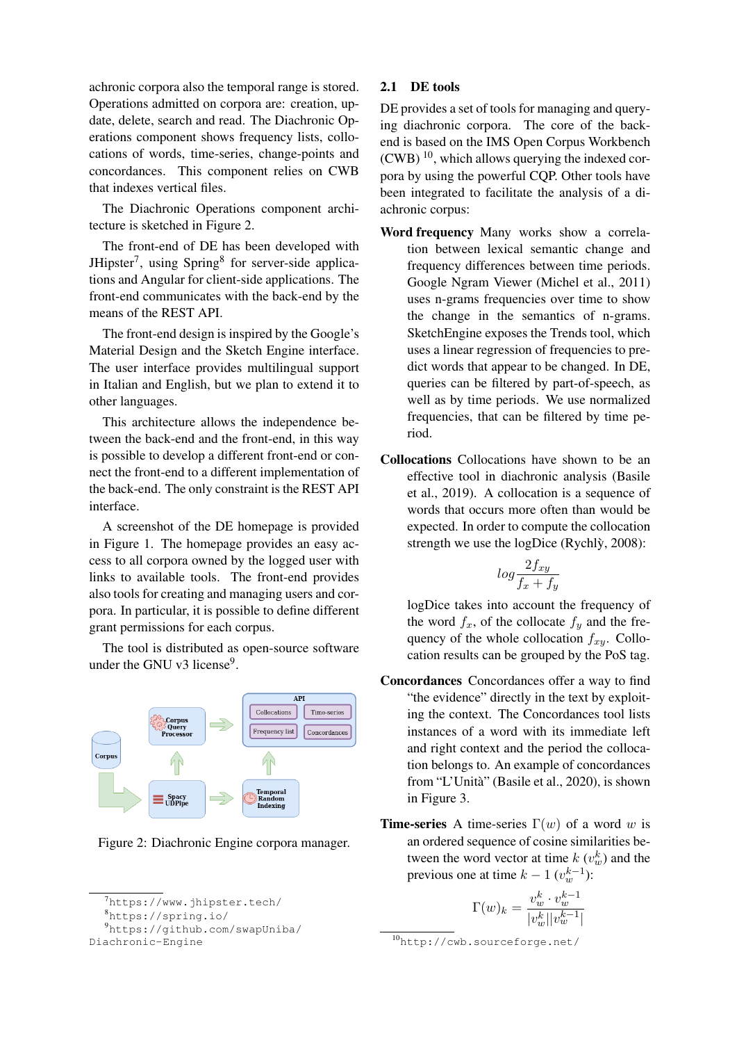achronic corpora also the temporal range is stored. Operations admitted on corpora are: creation, update, delete, search and read. The Diachronic Operations component shows frequency lists, collocations of words, time-series, change-points and concordances. This component relies on CWB that indexes vertical files.

The Diachronic Operations component architecture is sketched in Figure 2.

The front-end of DE has been developed with JHipster[7], using Spring[8] for server-side applications and Angular for client-side applications. The front-end communicates with the back-end by the means of the REST API.

The front-end design is inspired by the Google's Material Design and the Sketch Engine interface. The user interface provides multilingual support in Italian and English, but we plan to extend it to other languages.

This architecture allows the independence between the back-end and the front-end, in this way is possible to develop a different front-end or connect the front-end to a different implementation of the back-end. The only constraint is the REST API interface.

A screenshot of the DE homepage is provided in Figure 1. The homepage provides an easy access to all corpora owned by the logged user with links to available tools. The front-end provides also tools for creating and managing users and corpora. In particular, it is possible to define different grant permissions for each corpus.

The tool is distributed as open-source software under the GNU v3 license[9].

Figure 2: Diachronic Engine corpora manager.

[7] https://www.jhipster.tech/
[8] https://spring.io/
[9] https://github.com/swapUniba/Diachronic-Engine

## 2.1 DE tools

DE provides a set of tools for managing and querying diachronic corpora. The core of the back-end is based on the IMS Open Corpus Workbench (CWB) [10], which allows querying the indexed corpora by using the powerful CQP. Other tools have been integrated to facilitate the analysis of a diachronic corpus:

**Word frequency** Many works show a correlation between lexical semantic change and frequency differences between time periods. Google Ngram Viewer (Michel et al., 2011) uses n-grams frequencies over time to show the change in the semantics of n-grams. SketchEngine exposes the Trends tool, which uses a linear regression of frequencies to predict words that appear to be changed. In DE, queries can be filtered by part-of-speech, as well as by time periods. We use normalized frequencies, that can be filtered by time period.

**Collocations** Collocations have shown to be an effective tool in diachronic analysis (Basile et al., 2019). A collocation is a sequence of words that occurs more often than would be expected. In order to compute the collocation strength we use the logDice (Rychlý, 2008):

$$log \frac{2f_{xy}}{f_x + f_y}$$

logDice takes into account the frequency of the word $f_x$, of the collocate $f_y$ and the frequency of the whole collocation $f_{xy}$. Collocation results can be grouped by the PoS tag.

**Concordances** Concordances offer a way to find "the evidence" directly in the text by exploiting the context. The Concordances tool lists instances of a word with its immediate left and right context and the period the collocation belongs to. An example of concordances from "L'Unità" (Basile et al., 2020), is shown in Figure 3.

**Time-series** A time-series $\Gamma(w)$ of a word $w$ is an ordered sequence of cosine similarities between the word vector at time $k$ ($v_w^k$) and the previous one at time $k-1$ ($v_w^{k-1}$):

$$\Gamma(w)_k = \frac{v_w^k \cdot v_w^{k-1}}{|v_w^k||v_w^{k-1}|}$$

[10] http://cwb.sourceforge.net/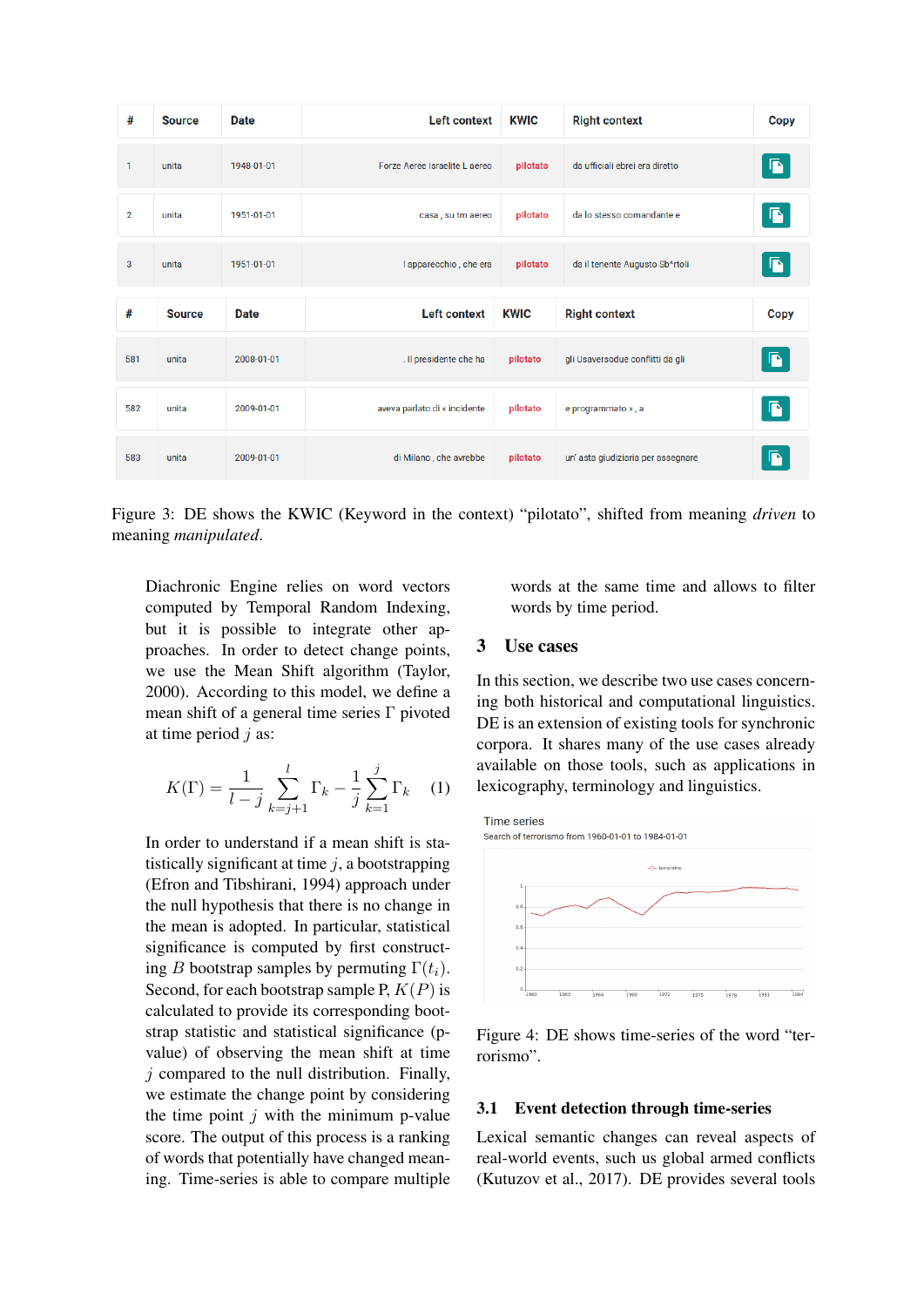| # | Source | Date | Left context | KWIC | Right context | Copy |
|---|---|---|---|---|---|---|
| 1 | unita | 1948-01-01 | Forze Aeree Israelite L aereo | pilotato | da ufficiali ebrei era diretto | |
| 2 | unita | 1951-01-01 | casa , su tm aereo | pilotato | da lo stesso comandante e | |
| 3 | unita | 1951-01-01 | l apparecchio , che era | pilotato | da il tenente Augusto Sb*rtoli | |

| # | Source | Date | Left context | KWIC | Right context | Copy |
|---|---|---|---|---|---|---|
| 581 | unita | 2008-01-01 | . Il presidente che ha | pilotato | gli Usaversodue conflitti da gli | |
| 582 | unita | 2009-01-01 | aveva parlato di « incidente | pilotato | e programmato » , a | |
| 583 | unita | 2009-01-01 | di Milano , che avrebbe | pilotato | un' asta giudiziaria per assegnare | |

Figure 3: DE shows the KWIC (Keyword in the context) "pilotato", shifted from meaning *driven* to meaning *manipulated*.

Diachronic Engine relies on word vectors computed by Temporal Random Indexing, but it is possible to integrate other approaches. In order to detect change points, we use the Mean Shift algorithm (Taylor, 2000). According to this model, we define a mean shift of a general time series $\Gamma$ pivoted at time period $j$ as:

$$K(\Gamma) = \frac{1}{l-j}\sum_{k=j+1}^{l}\Gamma_k - \frac{1}{j}\sum_{k=1}^{j}\Gamma_k \quad (1)$$

In order to understand if a mean shift is statistically significant at time $j$, a bootstrapping (Efron and Tibshirani, 1994) approach under the null hypothesis that there is no change in the mean is adopted. In particular, statistical significance is computed by first constructing $B$ bootstrap samples by permuting $\Gamma(t_i)$. Second, for each bootstrap sample P, $K(P)$ is calculated to provide its corresponding bootstrap statistic and statistical significance (p-value) of observing the mean shift at time $j$ compared to the null distribution. Finally, we estimate the change point by considering the time point $j$ with the minimum p-value score. The output of this process is a ranking of words that potentially have changed meaning. Time-series is able to compare multiple words at the same time and allows to filter words by time period.

## 3 Use cases

In this section, we describe two use cases concerning both historical and computational linguistics. DE is an extension of existing tools for synchronic corpora. It shares many of the use cases already available on those tools, such as applications in lexicography, terminology and linguistics.

Figure 4: DE shows time-series of the word "terrorismo".

### 3.1 Event detection through time-series

Lexical semantic changes can reveal aspects of real-world events, such us global armed conflicts (Kutuzov et al., 2017). DE provides several tools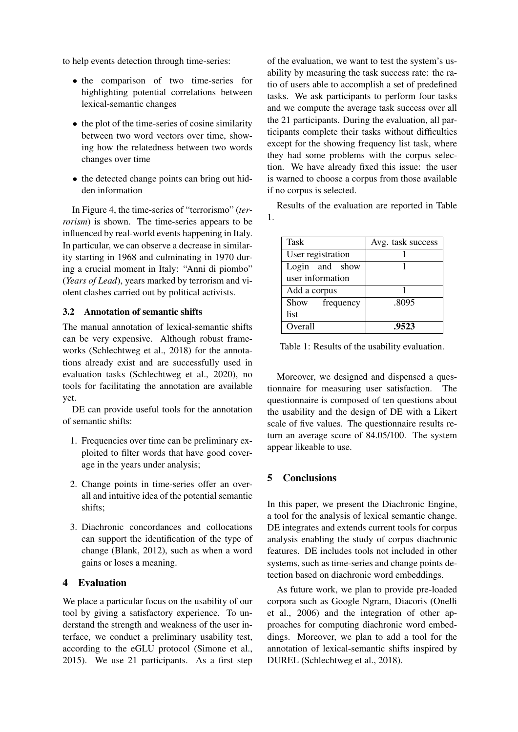to help events detection through time-series:

- the comparison of two time-series for highlighting potential correlations between lexical-semantic changes
- the plot of the time-series of cosine similarity between two word vectors over time, showing how the relatedness between two words changes over time
- the detected change points can bring out hidden information

In Figure 4, the time-series of "terrorismo" (*terrorism*) is shown. The time-series appears to be influenced by real-world events happening in Italy. In particular, we can observe a decrease in similarity starting in 1968 and culminating in 1970 during a crucial moment in Italy: "Anni di piombo" (*Years of Lead*), years marked by terrorism and violent clashes carried out by political activists.

### 3.2 Annotation of semantic shifts

The manual annotation of lexical-semantic shifts can be very expensive. Although robust frameworks (Schlechtweg et al., 2018) for the annotations already exist and are successfully used in evaluation tasks (Schlechtweg et al., 2020), no tools for facilitating the annotation are available yet.

DE can provide useful tools for the annotation of semantic shifts:

1. Frequencies over time can be preliminary exploited to filter words that have good coverage in the years under analysis;
2. Change points in time-series offer an overall and intuitive idea of the potential semantic shifts;
3. Diachronic concordances and collocations can support the identification of the type of change (Blank, 2012), such as when a word gains or loses a meaning.

## 4 Evaluation

We place a particular focus on the usability of our tool by giving a satisfactory experience. To understand the strength and weakness of the user interface, we conduct a preliminary usability test, according to the eGLU protocol (Simone et al., 2015). We use 21 participants. As a first step of the evaluation, we want to test the system's usability by measuring the task success rate: the ratio of users able to accomplish a set of predefined tasks. We ask participants to perform four tasks and we compute the average task success over all the 21 participants. During the evaluation, all participants complete their tasks without difficulties except for the showing frequency list task, where they had some problems with the corpus selection. We have already fixed this issue: the user is warned to choose a corpus from those available if no corpus is selected.

Results of the evaluation are reported in Table 1.

| Task | Avg. task success |
|---|---|
| User registration | 1 |
| Login and show user information | 1 |
| Add a corpus | 1 |
| Show frequency list | .8095 |
| Overall | **.9523** |

Table 1: Results of the usability evaluation.

Moreover, we designed and dispensed a questionnaire for measuring user satisfaction. The questionnaire is composed of ten questions about the usability and the design of DE with a Likert scale of five values. The questionnaire results return an average score of 84.05/100. The system appear likeable to use.

## 5 Conclusions

In this paper, we present the Diachronic Engine, a tool for the analysis of lexical semantic change. DE integrates and extends current tools for corpus analysis enabling the study of corpus diachronic features. DE includes tools not included in other systems, such as time-series and change points detection based on diachronic word embeddings.

As future work, we plan to provide pre-loaded corpora such as Google Ngram, Diacoris (Onelli et al., 2006) and the integration of other approaches for computing diachronic word embeddings. Moreover, we plan to add a tool for the annotation of lexical-semantic shifts inspired by DUREL (Schlechtweg et al., 2018).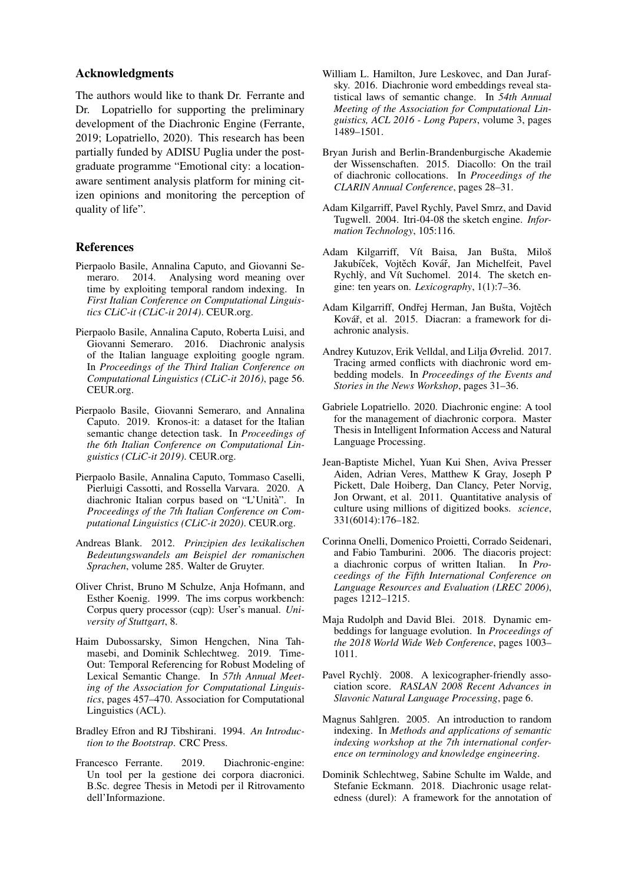## Acknowledgments

The authors would like to thank Dr. Ferrante and Dr. Lopatriello for supporting the preliminary development of the Diachronic Engine (Ferrante, 2019; Lopatriello, 2020). This research has been partially funded by ADISU Puglia under the post-graduate programme "Emotional city: a location-aware sentiment analysis platform for mining citizen opinions and monitoring the perception of quality of life".

## References

Pierpaolo Basile, Annalina Caputo, and Giovanni Semeraro. 2014. Analysing word meaning over time by exploiting temporal random indexing. In *First Italian Conference on Computational Linguistics CLiC-it (CLiC-it 2014)*. CEUR.org.

Pierpaolo Basile, Annalina Caputo, Roberta Luisi, and Giovanni Semeraro. 2016. Diachronic analysis of the Italian language exploiting google ngram. In *Proceedings of the Third Italian Conference on Computational Linguistics (CLiC-it 2016)*, page 56. CEUR.org.

Pierpaolo Basile, Giovanni Semeraro, and Annalina Caputo. 2019. Kronos-it: a dataset for the Italian semantic change detection task. In *Proceedings of the 6th Italian Conference on Computational Linguistics (CLiC-it 2019)*. CEUR.org.

Pierpaolo Basile, Annalina Caputo, Tommaso Caselli, Pierluigi Cassotti, and Rossella Varvara. 2020. A diachronic Italian corpus based on "L'Unità". In *Proceedings of the 7th Italian Conference on Computational Linguistics (CLiC-it 2020)*. CEUR.org.

Andreas Blank. 2012. *Prinzipien des lexikalischen Bedeutungswandels am Beispiel der romanischen Sprachen*, volume 285. Walter de Gruyter.

Oliver Christ, Bruno M Schulze, Anja Hofmann, and Esther Koenig. 1999. The ims corpus workbench: Corpus query processor (cqp): User's manual. *University of Stuttgart*, 8.

Haim Dubossarsky, Simon Hengchen, Nina Tahmasebi, and Dominik Schlechtweg. 2019. Time-Out: Temporal Referencing for Robust Modeling of Lexical Semantic Change. In *57th Annual Meeting of the Association for Computational Linguistics*, pages 457–470. Association for Computational Linguistics (ACL).

Bradley Efron and RJ Tibshirani. 1994. *An Introduction to the Bootstrap*. CRC Press.

Francesco Ferrante. 2019. Diachronic-engine: Un tool per la gestione dei corpora diacronici. B.Sc. degree Thesis in Metodi per il Ritrovamento dell'Informazione.

William L. Hamilton, Jure Leskovec, and Dan Jurafsky. 2016. Diachronic word embeddings reveal statistical laws of semantic change. In *54th Annual Meeting of the Association for Computational Linguistics, ACL 2016 - Long Papers*, volume 3, pages 1489–1501.

Bryan Jurish and Berlin-Brandenburgische Akademie der Wissenschaften. 2015. Diacollo: On the trail of diachronic collocations. In *Proceedings of the CLARIN Annual Conference*, pages 28–31.

Adam Kilgarriff, Pavel Rychly, Pavel Smrz, and David Tugwell. 2004. Itri-04-08 the sketch engine. *Information Technology*, 105:116.

Adam Kilgarriff, Vít Baisa, Jan Bušta, Miloš Jakubíček, Vojtěch Kovář, Jan Michelfeit, Pavel Rychlỳ, and Vít Suchomel. 2014. The sketch engine: ten years on. *Lexicography*, 1(1):7–36.

Adam Kilgarriff, Ondřej Herman, Jan Bušta, Vojtěch Kovář, et al. 2015. Diacran: a framework for diachronic analysis.

Andrey Kutuzov, Erik Velldal, and Lilja Øvrelid. 2017. Tracing armed conflicts with diachronic word embedding models. In *Proceedings of the Events and Stories in the News Workshop*, pages 31–36.

Gabriele Lopatriello. 2020. Diachronic engine: A tool for the management of diachronic corpora. Master Thesis in Intelligent Information Access and Natural Language Processing.

Jean-Baptiste Michel, Yuan Kui Shen, Aviva Presser Aiden, Adrian Veres, Matthew K Gray, Joseph P Pickett, Dale Hoiberg, Dan Clancy, Peter Norvig, Jon Orwant, et al. 2011. Quantitative analysis of culture using millions of digitized books. *science*, 331(6014):176–182.

Corinna Onelli, Domenico Proietti, Corrado Seidenari, and Fabio Tamburini. 2006. The diacoris project: a diachronic corpus of written Italian. In *Proceedings of the Fifth International Conference on Language Resources and Evaluation (LREC 2006)*, pages 1212–1215.

Maja Rudolph and David Blei. 2018. Dynamic embeddings for language evolution. In *Proceedings of the 2018 World Wide Web Conference*, pages 1003–1011.

Pavel Rychlỳ. 2008. A lexicographer-friendly association score. *RASLAN 2008 Recent Advances in Slavonic Natural Language Processing*, page 6.

Magnus Sahlgren. 2005. An introduction to random indexing. In *Methods and applications of semantic indexing workshop at the 7th international conference on terminology and knowledge engineering*.

Dominik Schlechtweg, Sabine Schulte im Walde, and Stefanie Eckmann. 2018. Diachronic usage relatedness (durel): A framework for the annotation of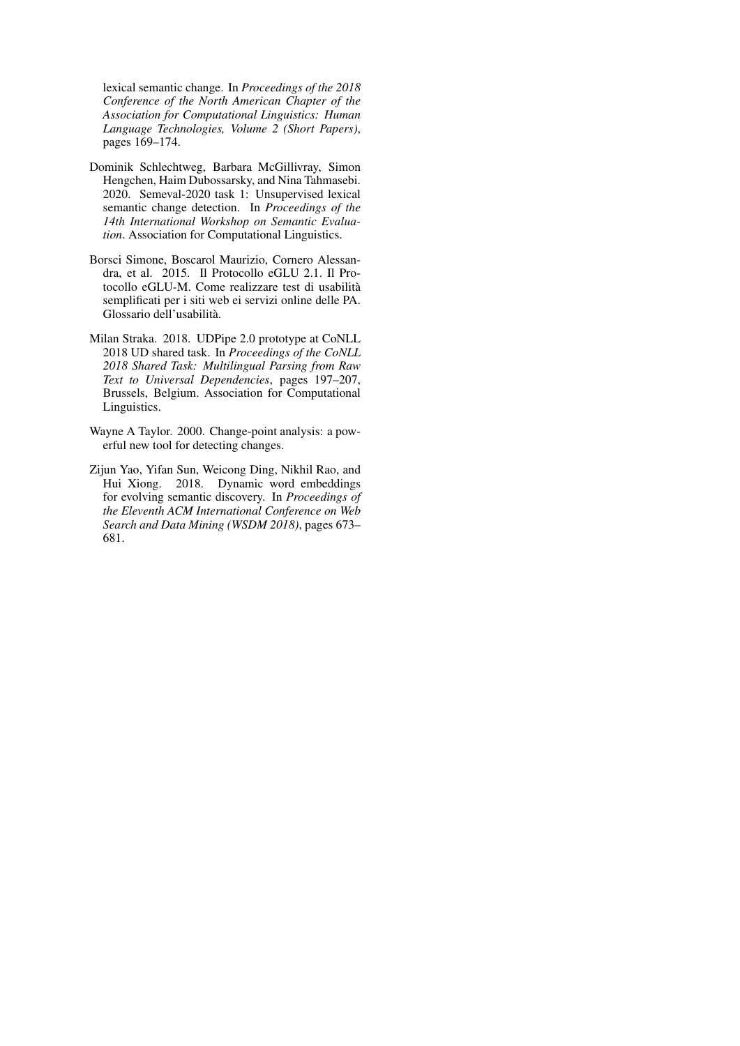lexical semantic change. In *Proceedings of the 2018 Conference of the North American Chapter of the Association for Computational Linguistics: Human Language Technologies, Volume 2 (Short Papers)*, pages 169–174.

Dominik Schlechtweg, Barbara McGillivray, Simon Hengchen, Haim Dubossarsky, and Nina Tahmasebi. 2020. Semeval-2020 task 1: Unsupervised lexical semantic change detection. In *Proceedings of the 14th International Workshop on Semantic Evaluation*. Association for Computational Linguistics.

Borsci Simone, Boscarol Maurizio, Cornero Alessandra, et al. 2015. Il Protocollo eGLU 2.1. Il Protocollo eGLU-M. Come realizzare test di usabilità semplificati per i siti web ei servizi online delle PA. Glossario dell'usabilità.

Milan Straka. 2018. UDPipe 2.0 prototype at CoNLL 2018 UD shared task. In *Proceedings of the CoNLL 2018 Shared Task: Multilingual Parsing from Raw Text to Universal Dependencies*, pages 197–207, Brussels, Belgium. Association for Computational Linguistics.

Wayne A Taylor. 2000. Change-point analysis: a powerful new tool for detecting changes.

Zijun Yao, Yifan Sun, Weicong Ding, Nikhil Rao, and Hui Xiong. 2018. Dynamic word embeddings for evolving semantic discovery. In *Proceedings of the Eleventh ACM International Conference on Web Search and Data Mining (WSDM 2018)*, pages 673–681.